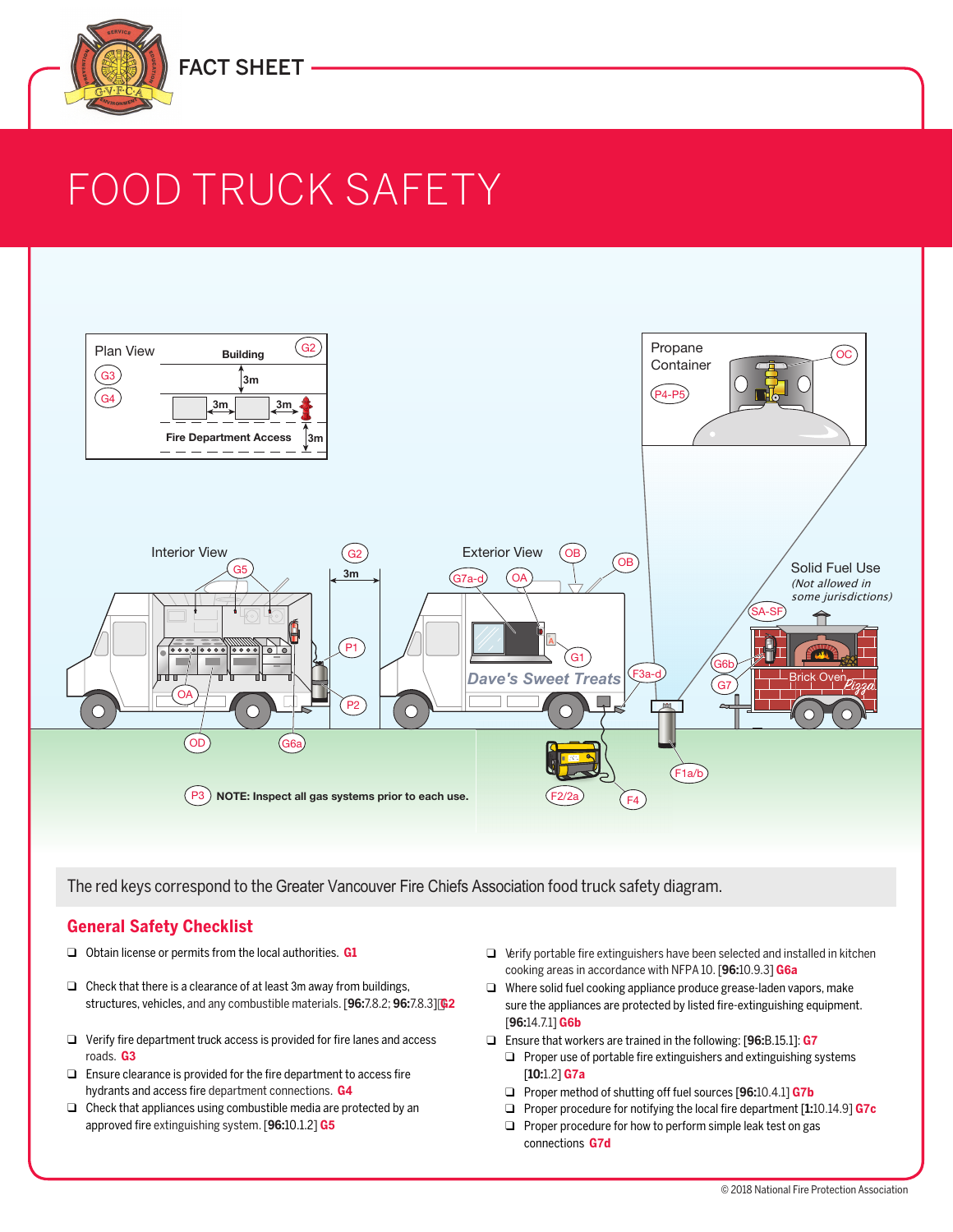FACT SHEET

# FOOD TRUCK SAFETY

Plan View — Building — G2 — G3 — G4 — 3m — 3m — 3m — Fire Department Access — 3m

Propane Container — OC — P4-P5

Interior View — G2 — 3m — G5 — P1 — P2 — OA — OD — G6a

Exterior View — OB — OB — G7a-d — OA — G1 — F3a-d — Dave's Sweet Treats

Solid Fuel Use *(Not allowed in some jurisdictions)* — SA-SF — G6b — G7 — Brick Oven Pizza

F2/2a — F4 — F1a/b

P3 **NOTE: Inspect all gas systems prior to each use.**

The red keys correspond to the Greater Vancouver Fire Chiefs Association food truck safety diagram.

## General Safety Checklist

- ❑ Obtain license or permits from the local authorities. **G1**
- ❑ Check that there is a clearance of at least 3m away from buildings, structures, vehicles, and any combustible materials. [**96:**7.8.2; **96:**7.8.3] **G2**
- ❑ Verify fire department truck access is provided for fire lanes and access roads. **G3**
- ❑ Ensure clearance is provided for the fire department to access fire hydrants and access fire department connections. **G4**
- ❑ Check that appliances using combustible media are protected by an approved fire extinguishing system. [**96:**10.1.2] **G5**
- ❑ Verify portable fire extinguishers have been selected and installed in kitchen cooking areas in accordance with NFPA 10. [**96:**10.9.3] **G6a**
- ❑ Where solid fuel cooking appliance produce grease-laden vapors, make sure the appliances are protected by listed fire-extinguishing equipment. [**96:**14.7.1] **G6b**
- ❑ Ensure that workers are trained in the following: [**96:**B.15.1]: **G7**
  - ❑ Proper use of portable fire extinguishers and extinguishing systems [**10:**1.2] **G7a**
  - ❑ Proper method of shutting off fuel sources [**96:**10.4.1] **G7b**
  - ❑ Proper procedure for notifying the local fire department [**1:**10.14.9] **G7c**
  - ❑ Proper procedure for how to perform simple leak test on gas connections **G7d**

© 2018 National Fire Protection Association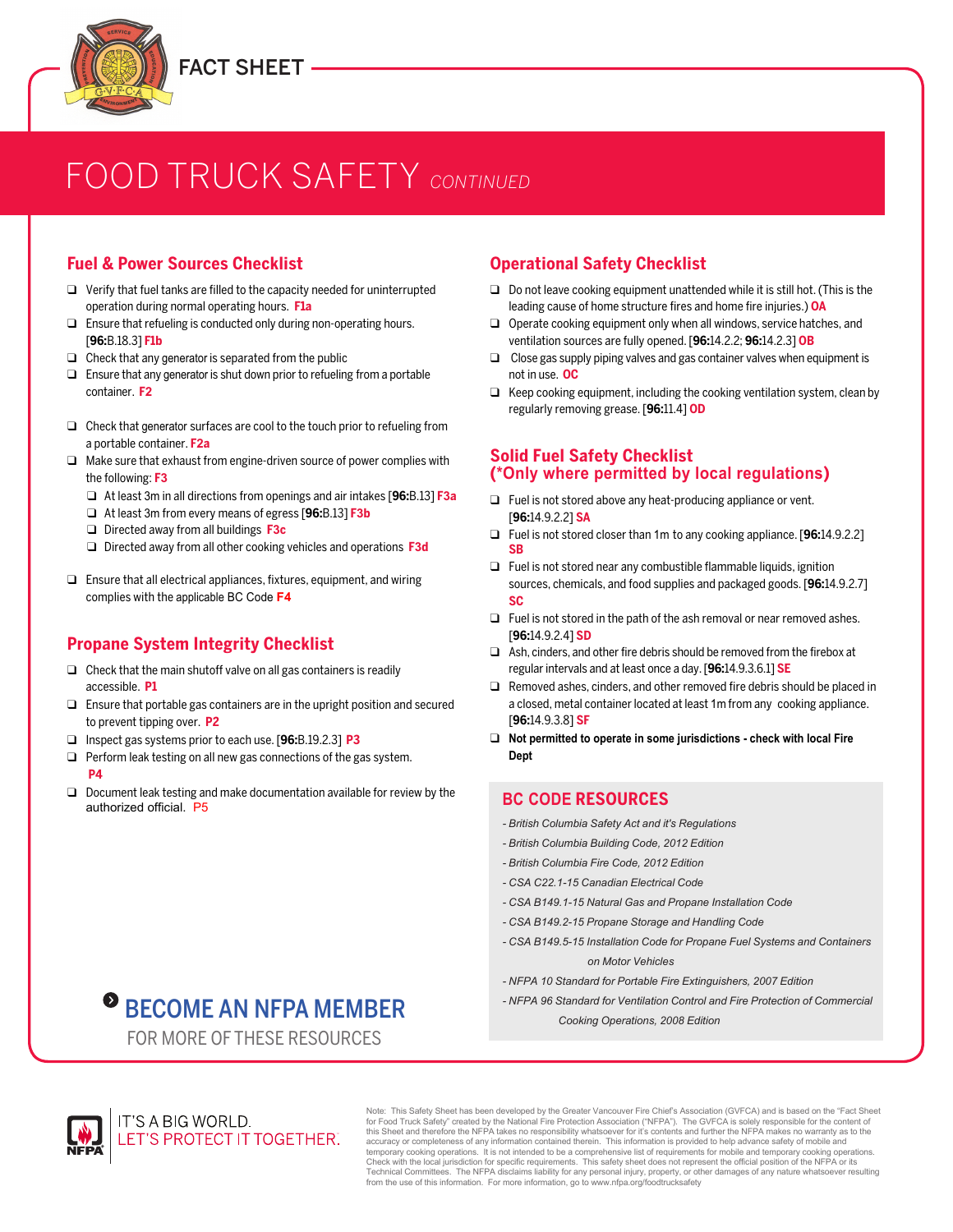FACT SHEET

# FOOD TRUCK SAFETY *CONTINUED*

## Fuel & Power Sources Checklist

- ❑ Verify that fuel tanks are filled to the capacity needed for uninterrupted operation during normal operating hours. **F1a**
- ❑ Ensure that refueling is conducted only during non-operating hours. [**96:**B.18.3] **F1b**
- ❑ Check that any generator is separated from the public
- ❑ Ensure that any generator is shut down prior to refueling from a portable container. **F2**
- ❑ Check that generator surfaces are cool to the touch prior to refueling from a portable container. **F2a**
- ❑ Make sure that exhaust from engine-driven source of power complies with the following: **F3**
  - ❑ At least 3m in all directions from openings and air intakes [**96:**B.13] **F3a**
  - ❑ At least 3m from every means of egress [**96:**B.13] **F3b**
  - ❑ Directed away from all buildings **F3c**
  - ❑ Directed away from all other cooking vehicles and operations **F3d**
- ❑ Ensure that all electrical appliances, fixtures, equipment, and wiring complies with the applicable BC Code **F4**

## Propane System Integrity Checklist

- ❑ Check that the main shutoff valve on all gas containers is readily accessible. **P1**
- ❑ Ensure that portable gas containers are in the upright position and secured to prevent tipping over. **P2**
- ❑ Inspect gas systems prior to each use. [**96:**B.19.2.3] **P3**
- ❑ Perform leak testing on all new gas connections of the gas system. **P4**
- ❑ Document leak testing and make documentation available for review by the authorized official. P5

## Operational Safety Checklist

- ❑ Do not leave cooking equipment unattended while it is still hot. (This is the leading cause of home structure fires and home fire injuries.) **OA**
- ❑ Operate cooking equipment only when all windows, service hatches, and ventilation sources are fully opened. [**96:**14.2.2; **96:**14.2.3] **OB**
- ❑ Close gas supply piping valves and gas container valves when equipment is not in use. **OC**
- ❑ Keep cooking equipment, including the cooking ventilation system, clean by regularly removing grease. [**96:**11.4] **OD**

## Solid Fuel Safety Checklist
## (*Only where permitted by local regulations)

- ❑ Fuel is not stored above any heat-producing appliance or vent. [**96:**14.9.2.2] **SA**
- ❑ Fuel is not stored closer than 1m to any cooking appliance. [**96:**14.9.2.2] **SB**
- ❑ Fuel is not stored near any combustible flammable liquids, ignition sources, chemicals, and food supplies and packaged goods. [**96:**14.9.2.7] **SC**
- ❑ Fuel is not stored in the path of the ash removal or near removed ashes. [**96:**14.9.2.4] **SD**
- ❑ Ash, cinders, and other fire debris should be removed from the firebox at regular intervals and at least once a day. [**96:**14.9.3.6.1] **SE**
- ❑ Removed ashes, cinders, and other removed fire debris should be placed in a closed, metal container located at least 1m from any cooking appliance. [**96:**14.9.3.8] **SF**
- ❑ **Not permitted to operate in some jurisdictions - check with local Fire Dept**

## BC CODE RESOURCES

- *British Columbia Safety Act and it's Regulations*
- *British Columbia Building Code, 2012 Edition*
- *British Columbia Fire Code, 2012 Edition*
- *CSA C22.1-15 Canadian Electrical Code*
- *CSA B149.1-15 Natural Gas and Propane Installation Code*
- *CSA B149.2-15 Propane Storage and Handling Code*
- *CSA B149.5-15 Installation Code for Propane Fuel Systems and Containers on Motor Vehicles*
- *NFPA 10 Standard for Portable Fire Extinguishers, 2007 Edition*
- *NFPA 96 Standard for Ventilation Control and Fire Protection of Commercial Cooking Operations, 2008 Edition*

**BECOME AN NFPA MEMBER**

FOR MORE OF THESE RESOURCES

IT'S A BIG WORLD.
LET'S PROTECT IT TOGETHER.

Note: This Safety Sheet has been developed by the Greater Vancouver Fire Chief's Association (GVFCA) and is based on the "Fact Sheet for Food Truck Safety" created by the National Fire Protection Association ("NFPA"). The GVFCA is solely responsible for the content of this Sheet and therefore the NFPA takes no responsibility whatsoever for it's contents and further the NFPA makes no warranty as to the accuracy or completeness of any information contained therein. This information is provided to help advance safety of mobile and temporary cooking operations. It is not intended to be a comprehensive list of requirements for mobile and temporary cooking operations. Check with the local jurisdiction for specific requirements. This safety sheet does not represent the official position of the NFPA or its Technical Committees. The NFPA disclaims liability for any personal injury, property, or other damages of any nature whatsoever resulting from the use of this information. For more information, go to www.nfpa.org/foodtrucksafety